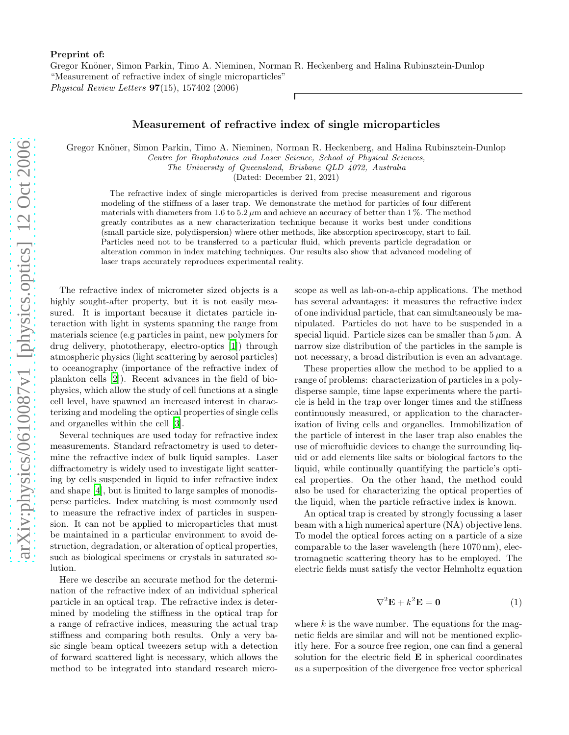**Preprint of:**
Gregor Knöner, Simon Parkin, Timo A. Nieminen, Norman R. Heckenberg and Halina Rubinsztein-Dunlop
"Measurement of refractive index of single microparticles"
*Physical Review Letters* **97**(15), 157402 (2006)

# Measurement of refractive index of single microparticles

Gregor Knöner, Simon Parkin, Timo A. Nieminen, Norman R. Heckenberg, and Halina Rubinsztein-Dunlop

*Centre for Biophotonics and Laser Science, School of Physical Sciences, The University of Queensland, Brisbane QLD 4072, Australia*

(Dated: December 21, 2021)

The refractive index of single microparticles is derived from precise measurement and rigorous modeling of the stiffness of a laser trap. We demonstrate the method for particles of four different materials with diameters from 1.6 to 5.2 $\mu$m and achieve an accuracy of better than 1 %. The method greatly contributes as a new characterization technique because it works best under conditions (small particle size, polydispersion) where other methods, like absorption spectroscopy, start to fail. Particles need not to be transferred to a particular fluid, which prevents particle degradation or alteration common in index matching techniques. Our results also show that advanced modeling of laser traps accurately reproduces experimental reality.

The refractive index of micrometer sized objects is a highly sought-after property, but it is not easily measured. It is important because it dictates particle interaction with light in systems spanning the range from materials science (e.g particles in paint, new polymers for drug delivery, phototherapy, electro-optics [1]) through atmospheric physics (light scattering by aerosol particles) to oceanography (importance of the refractive index of plankton cells [2]). Recent advances in the field of biophysics, which allow the study of cell functions at a single cell level, have spawned an increased interest in characterizing and modeling the optical properties of single cells and organelles within the cell [3].

Several techniques are used today for refractive index measurements. Standard refractometry is used to determine the refractive index of bulk liquid samples. Laser diffractometry is widely used to investigate light scattering by cells suspended in liquid to infer refractive index and shape [4], but is limited to large samples of monodisperse particles. Index matching is most commonly used to measure the refractive index of particles in suspension. It can not be applied to microparticles that must be maintained in a particular environment to avoid destruction, degradation, or alteration of optical properties, such as biological specimens or crystals in saturated solution.

Here we describe an accurate method for the determination of the refractive index of an individual spherical particle in an optical trap. The refractive index is determined by modeling the stiffness in the optical trap for a range of refractive indices, measuring the actual trap stiffness and comparing both results. Only a very basic single beam optical tweezers setup with a detection of forward scattered light is necessary, which allows the method to be integrated into standard research microscope as well as lab-on-a-chip applications. The method has several advantages: it measures the refractive index of one individual particle, that can simultaneously be manipulated. Particles do not have to be suspended in a special liquid. Particle sizes can be smaller than 5 $\mu$m. A narrow size distribution of the particles in the sample is not necessary, a broad distribution is even an advantage.

These properties allow the method to be applied to a range of problems: characterization of particles in a polydisperse sample, time lapse experiments where the particle is held in the trap over longer times and the stiffness continuously measured, or application to the characterization of living cells and organelles. Immobilization of the particle of interest in the laser trap also enables the use of microfluidic devices to change the surrounding liquid or add elements like salts or biological factors to the liquid, while continually quantifying the particle's optical properties. On the other hand, the method could also be used for characterizing the optical properties of the liquid, when the particle refractive index is known.

An optical trap is created by strongly focussing a laser beam with a high numerical aperture (NA) objective lens. To model the optical forces acting on a particle of a size comparable to the laser wavelength (here 1070 nm), electromagnetic scattering theory has to be employed. The electric fields must satisfy the vector Helmholtz equation

$$\nabla^2 \mathbf{E} + k^2 \mathbf{E} = \mathbf{0} \tag{1}$$

where $k$ is the wave number. The equations for the magnetic fields are similar and will not be mentioned explicitly here. For a source free region, one can find a general solution for the electric field $\mathbf{E}$ in spherical coordinates as a superposition of the divergence free vector spherical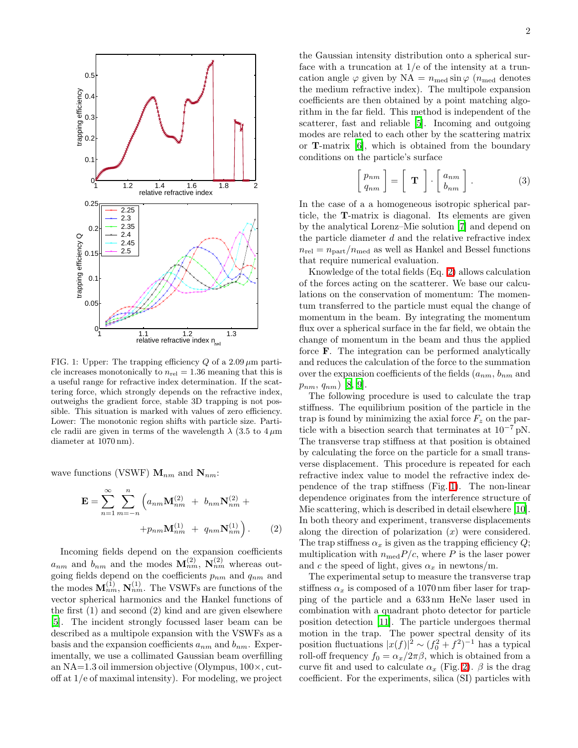FIG. 1: Upper: The trapping efficiency $Q$ of a 2.09 $\mu$m particle increases monotonically to $n_{\rm rel} = 1.36$ meaning that this is a useful range for refractive index determination. If the scattering force, which strongly depends on the refractive index, outweighs the gradient force, stable 3D trapping is not possible. This situation is marked with values of zero efficiency. Lower: The monotonic region shifts with particle size. Particle radii are given in terms of the wavelength $\lambda$ (3.5 to 4 $\mu$m diameter at 1070 nm).

wave functions (VSWF) $\mathbf{M}_{nm}$ and $\mathbf{N}_{nm}$:

$$\mathbf{E} = \sum_{n=1}^{\infty} \sum_{m=-n}^{n} \Big( a_{nm}\mathbf{M}_{nm}^{(2)} \; + \; b_{nm}\mathbf{N}_{nm}^{(2)} + \\ + p_{nm}\mathbf{M}_{nm}^{(1)} \; + \; q_{nm}\mathbf{N}_{nm}^{(1)} \Big) . \qquad (2)$$

Incoming fields depend on the expansion coefficients $a_{nm}$ and $b_{nm}$ and the modes $\mathbf{M}_{nm}^{(2)}$, $\mathbf{N}_{nm}^{(2)}$ whereas outgoing fields depend on the coefficients $p_{nm}$ and $q_{nm}$ and the modes $\mathbf{M}_{nm}^{(1)}$, $\mathbf{N}_{nm}^{(1)}$. The VSWFs are functions of the vector spherical harmonics and the Hankel functions of the first (1) and second (2) kind and are given elsewhere [5]. The incident strongly focussed laser beam can be described as a multipole expansion with the VSWFs as a basis and the expansion coefficients $a_{nm}$ and $b_{nm}$. Experimentally, we use a collimated Gaussian beam overfilling an NA=1.3 oil immersion objective (Olympus, 100×, cutoff at 1/e of maximal intensity). For modeling, we project the Gaussian intensity distribution onto a spherical surface with a truncation at 1/e of the intensity at a truncation angle $\varphi$ given by NA $= n_{\rm med} \sin\varphi$ ($n_{\rm med}$ denotes the medium refractive index). The multipole expansion coefficients are then obtained by a point matching algorithm in the far field. This method is independent of the scatterer, fast and reliable [5]. Incoming and outgoing modes are related to each other by the scattering matrix or $\mathbf{T}$-matrix [6], which is obtained from the boundary conditions on the particle's surface

$$\begin{bmatrix} p_{nm} \\ q_{nm} \end{bmatrix} = \begin{bmatrix} \; \mathbf{T} \; \end{bmatrix} \cdot \begin{bmatrix} a_{nm} \\ b_{nm} \end{bmatrix} . \qquad (3)$$

In the case of a a homogeneous isotropic spherical particle, the $\mathbf{T}$-matrix is diagonal. Its elements are given by the analytical Lorenz–Mie solution [7] and depend on the particle diameter $d$ and the relative refractive index $n_{\rm rel} = n_{\rm part}/n_{\rm med}$ as well as Hankel and Bessel functions that require numerical evaluation.

Knowledge of the total fields (Eq. 2) allows calculation of the forces acting on the scatterer. We base our calculations on the conservation of momentum: The momentum transferred to the particle must equal the change of momentum in the beam. By integrating the momentum flux over a spherical surface in the far field, we obtain the change of momentum in the beam and thus the applied force $\mathbf{F}$. The integration can be performed analytically and reduces the calculation of the force to the summation over the expansion coefficients of the fields ($a_{nm}$, $b_{nm}$ and $p_{nm}$, $q_{nm}$) [8, 9].

The following procedure is used to calculate the trap stiffness. The equilibrium position of the particle in the trap is found by minimizing the axial force $F_z$ on the particle with a bisection search that terminates at $10^{-7}$ pN. The transverse trap stiffness at that position is obtained by calculating the force on the particle for a small transverse displacement. This procedure is repeated for each refractive index value to model the refractive index dependence of the trap stiffness (Fig. 1). The non-linear dependence originates from the interference structure of Mie scattering, which is described in detail elsewhere [10]. In both theory and experiment, transverse displacements along the direction of polarization ($x$) were considered. The trap stiffness $\alpha_x$ is given as the trapping efficiency $Q$; multiplication with $n_{\rm med}P/c$, where $P$ is the laser power and $c$ the speed of light, gives $\alpha_x$ in newtons/m.

The experimental setup to measure the transverse trap stiffness $\alpha_x$ is composed of a 1070 nm fiber laser for trapping of the particle and a 633 nm HeNe laser used in combination with a quadrant photo detector for particle position detection [11]. The particle undergoes thermal motion in the trap. The power spectral density of its position fluctuations $|x(f)|^2 \sim (f_0^2 + f^2)^{-1}$ has a typical roll-off frequency $f_0 = \alpha_x/2\pi\beta$, which is obtained from a curve fit and used to calculate $\alpha_x$ (Fig. 2). $\beta$ is the drag coefficient. For the experiments, silica (SI) particles with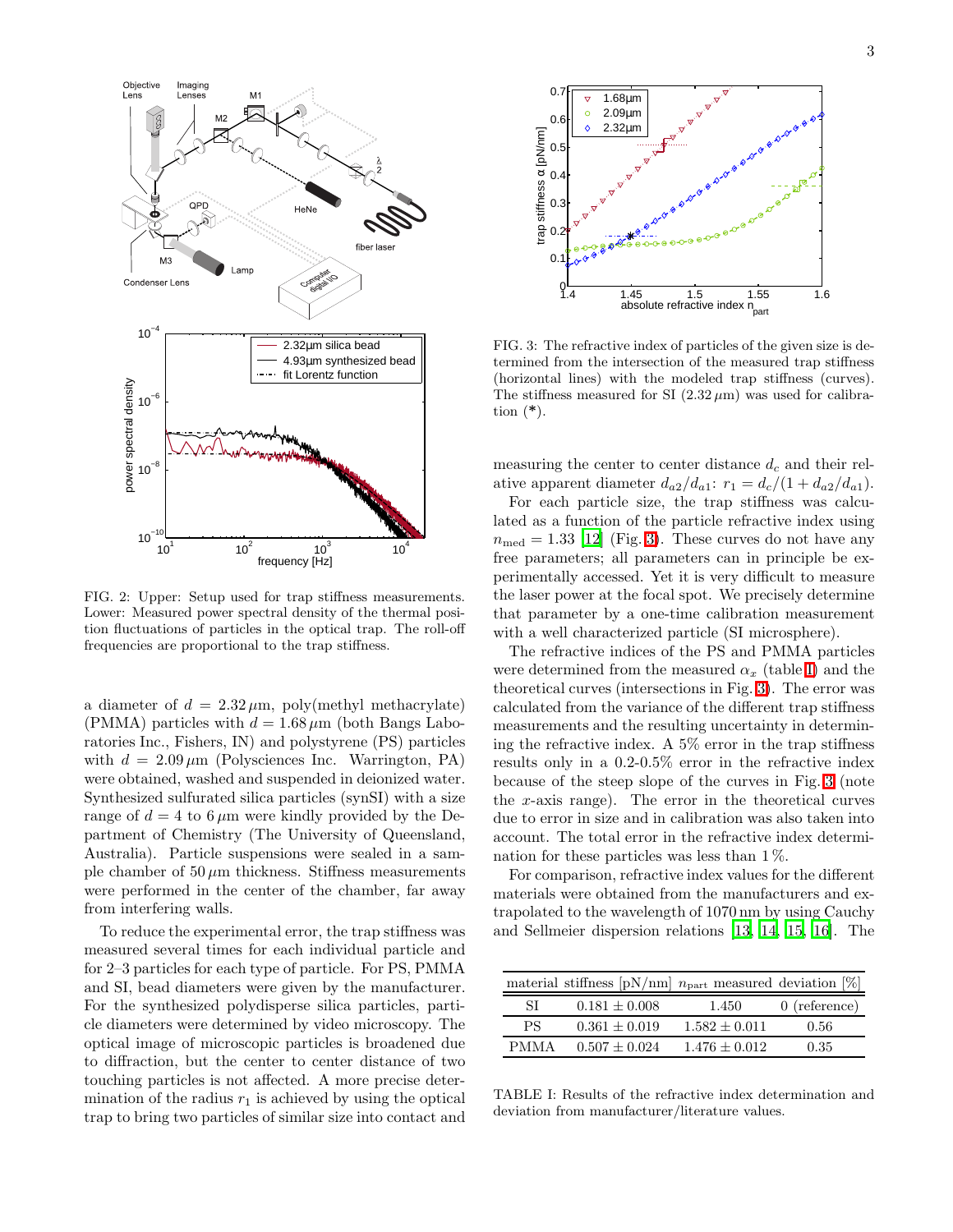FIG. 2: Upper: Setup used for trap stiffness measurements. Lower: Measured power spectral density of the thermal position fluctuations of particles in the optical trap. The roll-off frequencies are proportional to the trap stiffness.

a diameter of $d = 2.32\,\mu$m, poly(methyl methacrylate) (PMMA) particles with $d = 1.68\,\mu$m (both Bangs Laboratories Inc., Fishers, IN) and polystyrene (PS) particles with $d = 2.09\,\mu$m (Polysciences Inc. Warrington, PA) were obtained, washed and suspended in deionized water. Synthesized sulfurated silica particles (synSI) with a size range of $d = 4$ to $6\,\mu$m were kindly provided by the Department of Chemistry (The University of Queensland, Australia). Particle suspensions were sealed in a sample chamber of $50\,\mu$m thickness. Stiffness measurements were performed in the center of the chamber, far away from interfering walls.

To reduce the experimental error, the trap stiffness was measured several times for each individual particle and for 2–3 particles for each type of particle. For PS, PMMA and SI, bead diameters were given by the manufacturer. For the synthesized polydisperse silica particles, particle diameters were determined by video microscopy. The optical image of microscopic particles is broadened due to diffraction, but the center to center distance of two touching particles is not affected. A more precise determination of the radius $r_1$ is achieved by using the optical trap to bring two particles of similar size into contact and measuring the center to center distance $d_c$ and their relative apparent diameter $d_{a2}/d_{a1}$: $r_1 = d_c/(1 + d_{a2}/d_{a1})$.

FIG. 3: The refractive index of particles of the given size is determined from the intersection of the measured trap stiffness (horizontal lines) with the modeled trap stiffness (curves). The stiffness measured for SI ($2.32\,\mu$m) was used for calibration (*).

For each particle size, the trap stiffness was calculated as a function of the particle refractive index using $n_{\text{med}} = 1.33$ [12] (Fig. 3). These curves do not have any free parameters; all parameters can in principle be experimentally accessed. Yet it is very difficult to measure the laser power at the focal spot. We precisely determine that parameter by a one-time calibration measurement with a well characterized particle (SI microsphere).

The refractive indices of the PS and PMMA particles were determined from the measured $\alpha_x$ (table I) and the theoretical curves (intersections in Fig. 3). The error was calculated from the variance of the different trap stiffness measurements and the resulting uncertainty in determining the refractive index. A 5% error in the trap stiffness results only in a 0.2-0.5% error in the refractive index because of the steep slope of the curves in Fig. 3 (note the $x$-axis range). The error in the theoretical curves due to error in size and in calibration was also taken into account. The total error in the refractive index determination for these particles was less than 1 %.

For comparison, refractive index values for the different materials were obtained from the manufacturers and extrapolated to the wavelength of 1070 nm by using Cauchy and Sellmeier dispersion relations [13, 14, 15, 16]. The

| material | stiffness [pN/nm] | $n_{\text{part}}$ measured | deviation [%] |
|---|---|---|---|
| SI | $0.181 \pm 0.008$ | 1.450 | 0 (reference) |
| PS | $0.361 \pm 0.019$ | $1.582 \pm 0.011$ | 0.56 |
| PMMA | $0.507 \pm 0.024$ | $1.476 \pm 0.012$ | 0.35 |

TABLE I: Results of the refractive index determination and deviation from manufacturer/literature values.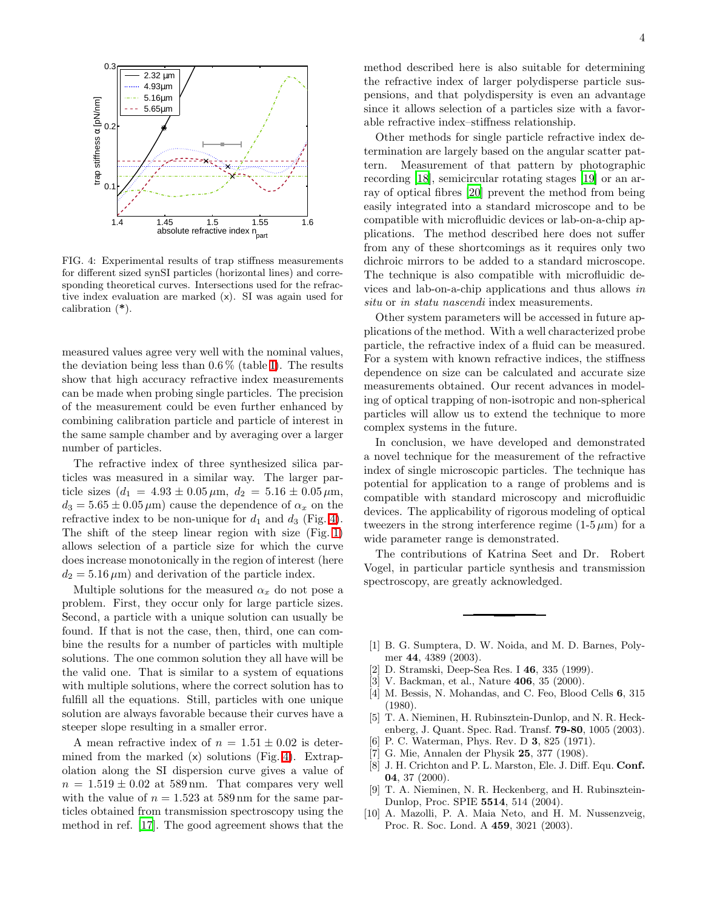FIG. 4: Experimental results of trap stiffness measurements for different sized synSI particles (horizontal lines) and corresponding theoretical curves. Intersections used for the refractive index evaluation are marked (x). SI was again used for calibration (*).

measured values agree very well with the nominal values, the deviation being less than 0.6 % (table I). The results show that high accuracy refractive index measurements can be made when probing single particles. The precision of the measurement could be even further enhanced by combining calibration particle and particle of interest in the same sample chamber and by averaging over a larger number of particles.

The refractive index of three synthesized silica particles was measured in a similar way. The larger particle sizes ($d_1 = 4.93 \pm 0.05\,\mu$m, $d_2 = 5.16 \pm 0.05\,\mu$m, $d_3 = 5.65 \pm 0.05\,\mu$m) cause the dependence of $\alpha_x$ on the refractive index to be non-unique for $d_1$ and $d_3$ (Fig. 4). The shift of the steep linear region with size (Fig. 1) allows selection of a particle size for which the curve does increase monotonically in the region of interest (here $d_2 = 5.16\,\mu$m) and derivation of the particle index.

Multiple solutions for the measured $\alpha_x$ do not pose a problem. First, they occur only for large particle sizes. Second, a particle with a unique solution can usually be found. If that is not the case, then, third, one can combine the results for a number of particles with multiple solutions. The one common solution they all have will be the valid one. That is similar to a system of equations with multiple solutions, where the correct solution has to fulfill all the equations. Still, particles with one unique solution are always favorable because their curves have a steeper slope resulting in a smaller error.

A mean refractive index of $n = 1.51 \pm 0.02$ is determined from the marked (x) solutions (Fig. 4). Extrapolation along the SI dispersion curve gives a value of $n = 1.519 \pm 0.02$ at 589 nm. That compares very well with the value of $n = 1.523$ at 589 nm for the same particles obtained from transmission spectroscopy using the method in ref. [17]. The good agreement shows that the method described here is also suitable for determining the refractive index of larger polydisperse particle suspensions, and that polydispersity is even an advantage since it allows selection of a particles size with a favorable refractive index–stiffness relationship.

Other methods for single particle refractive index determination are largely based on the angular scatter pattern. Measurement of that pattern by photographic recording [18], semicircular rotating stages [19] or an array of optical fibres [20] prevent the method from being easily integrated into a standard microscope and to be compatible with microfluidic devices or lab-on-a-chip applications. The method described here does not suffer from any of these shortcomings as it requires only two dichroic mirrors to be added to a standard microscope. The technique is also compatible with microfluidic devices and lab-on-a-chip applications and thus allows *in situ* or *in statu nascendi* index measurements.

Other system parameters will be accessed in future applications of the method. With a well characterized probe particle, the refractive index of a fluid can be measured. For a system with known refractive indices, the stiffness dependence on size can be calculated and accurate size measurements obtained. Our recent advances in modeling of optical trapping of non-isotropic and non-spherical particles will allow us to extend the technique to more complex systems in the future.

In conclusion, we have developed and demonstrated a novel technique for the measurement of the refractive index of single microscopic particles. The technique has potential for application to a range of problems and is compatible with standard microscopy and microfluidic devices. The applicability of rigorous modeling of optical tweezers in the strong interference regime (1-5 $\mu$m) for a wide parameter range is demonstrated.

The contributions of Katrina Seet and Dr. Robert Vogel, in particular particle synthesis and transmission spectroscopy, are greatly acknowledged.

---

[1] B. G. Sumptera, D. W. Noida, and M. D. Barnes, Polymer **44**, 4389 (2003).

[2] D. Stramski, Deep-Sea Res. I **46**, 335 (1999).

[3] V. Backman, et al., Nature **406**, 35 (2000).

[4] M. Bessis, N. Mohandas, and C. Feo, Blood Cells **6**, 315 (1980).

[5] T. A. Nieminen, H. Rubinsztein-Dunlop, and N. R. Heckenberg, J. Quant. Spec. Rad. Transf. **79-80**, 1005 (2003).

[6] P. C. Waterman, Phys. Rev. D **3**, 825 (1971).

[7] G. Mie, Annalen der Physik **25**, 377 (1908).

[8] J. H. Crichton and P. L. Marston, Ele. J. Diff. Equ. **Conf. 04**, 37 (2000).

[9] T. A. Nieminen, N. R. Heckenberg, and H. Rubinsztein-Dunlop, Proc. SPIE **5514**, 514 (2004).

[10] A. Mazolli, P. A. Maia Neto, and H. M. Nussenzveig, Proc. R. Soc. Lond. A **459**, 3021 (2003).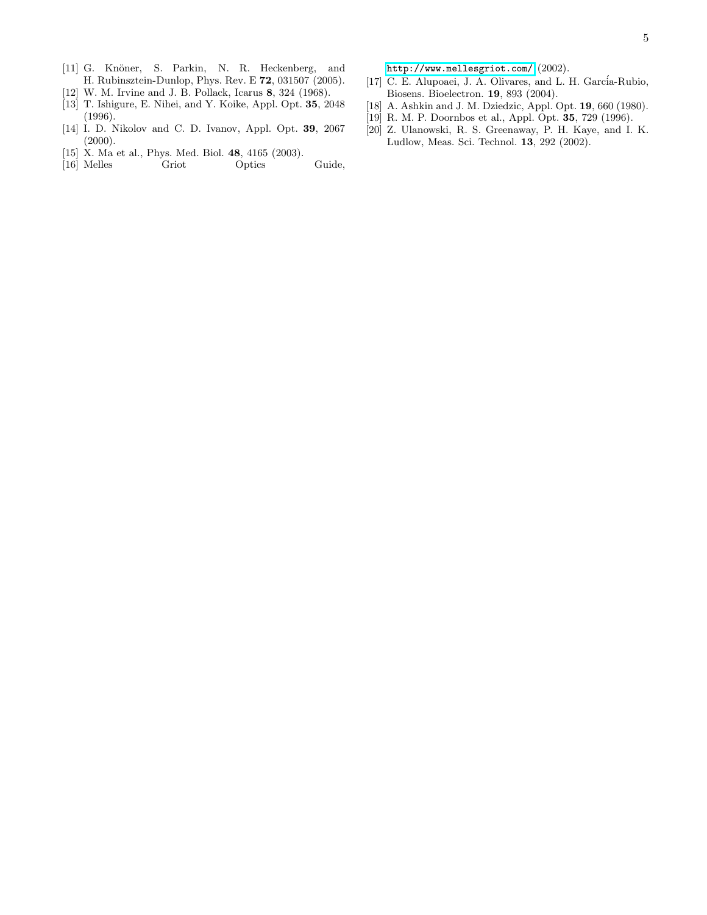[11] G. Knöner, S. Parkin, N. R. Heckenberg, and H. Rubinsztein-Dunlop, Phys. Rev. E **72**, 031507 (2005).

[12] W. M. Irvine and J. B. Pollack, Icarus **8**, 324 (1968).

[13] T. Ishigure, E. Nihei, and Y. Koike, Appl. Opt. **35**, 2048 (1996).

[14] I. D. Nikolov and C. D. Ivanov, Appl. Opt. **39**, 2067 (2000).

[15] X. Ma et al., Phys. Med. Biol. **48**, 4165 (2003).

[16] Melles Griot Optics Guide, http://www.mellesgriot.com/ (2002).

[17] C. E. Alupoaei, J. A. Olivares, and L. H. García-Rubio, Biosens. Bioelectron. **19**, 893 (2004).

[18] A. Ashkin and J. M. Dziedzic, Appl. Opt. **19**, 660 (1980).

[19] R. M. P. Doornbos et al., Appl. Opt. **35**, 729 (1996).

[20] Z. Ulanowski, R. S. Greenaway, P. H. Kaye, and I. K. Ludlow, Meas. Sci. Technol. **13**, 292 (2002).